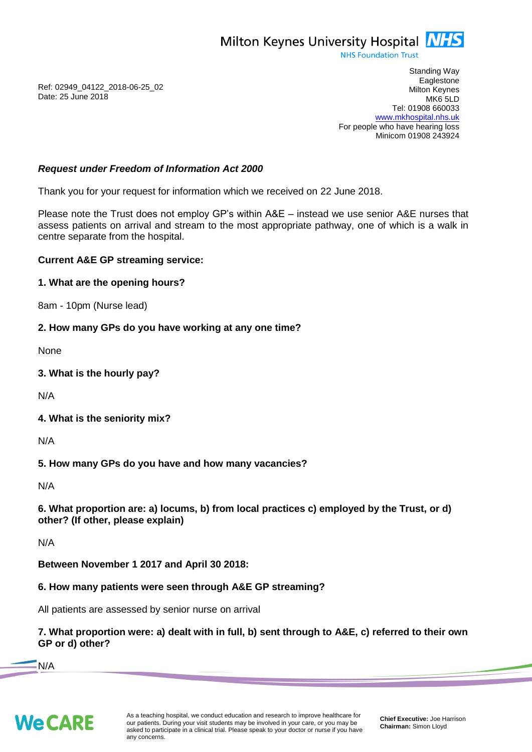Milton Keynes University Hospital NHS
NHS Foundation Trust

Ref: 02949_04122_2018-06-25_02
Date: 25 June 2018

Standing Way
Eaglestone
Milton Keynes
MK6 5LD
Tel: 01908 660033
www.mkhospital.nhs.uk
For people who have hearing loss
Minicom 01908 243924

***Request under Freedom of Information Act 2000***

Thank you for your request for information which we received on 22 June 2018.

Please note the Trust does not employ GP's within A&E – instead we use senior A&E nurses that assess patients on arrival and stream to the most appropriate pathway, one of which is a walk in centre separate from the hospital.

**Current A&E GP streaming service:**

**1. What are the opening hours?**

8am - 10pm (Nurse lead)

**2. How many GPs do you have working at any one time?**

None

**3. What is the hourly pay?**

N/A

**4. What is the seniority mix?**

N/A

**5. How many GPs do you have and how many vacancies?**

N/A

**6. What proportion are: a) locums, b) from local practices c) employed by the Trust, or d) other? (If other, please explain)**

N/A

**Between November 1 2017 and April 30 2018:**

**6. How many patients were seen through A&E GP streaming?**

All patients are assessed by senior nurse on arrival

**7. What proportion were: a) dealt with in full, b) sent through to A&E, c) referred to their own GP or d) other?**

N/A

We CARE

As a teaching hospital, we conduct education and research to improve healthcare for our patients. During your visit students may be involved in your care, or you may be asked to participate in a clinical trial. Please speak to your doctor or nurse if you have any concerns.

**Chief Executive:** Joe Harrison
**Chairman:** Simon Lloyd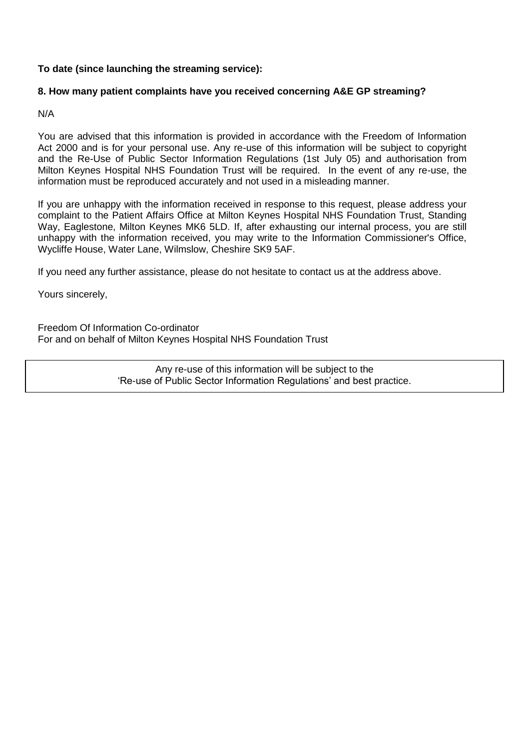**To date (since launching the streaming service):**

**8. How many patient complaints have you received concerning A&E GP streaming?**

N/A

You are advised that this information is provided in accordance with the Freedom of Information Act 2000 and is for your personal use. Any re-use of this information will be subject to copyright and the Re-Use of Public Sector Information Regulations (1st July 05) and authorisation from Milton Keynes Hospital NHS Foundation Trust will be required. In the event of any re-use, the information must be reproduced accurately and not used in a misleading manner.

If you are unhappy with the information received in response to this request, please address your complaint to the Patient Affairs Office at Milton Keynes Hospital NHS Foundation Trust, Standing Way, Eaglestone, Milton Keynes MK6 5LD. If, after exhausting our internal process, you are still unhappy with the information received, you may write to the Information Commissioner's Office, Wycliffe House, Water Lane, Wilmslow, Cheshire SK9 5AF.

If you need any further assistance, please do not hesitate to contact us at the address above.

Yours sincerely,

Freedom Of Information Co-ordinator
For and on behalf of Milton Keynes Hospital NHS Foundation Trust

Any re-use of this information will be subject to the 'Re-use of Public Sector Information Regulations' and best practice.